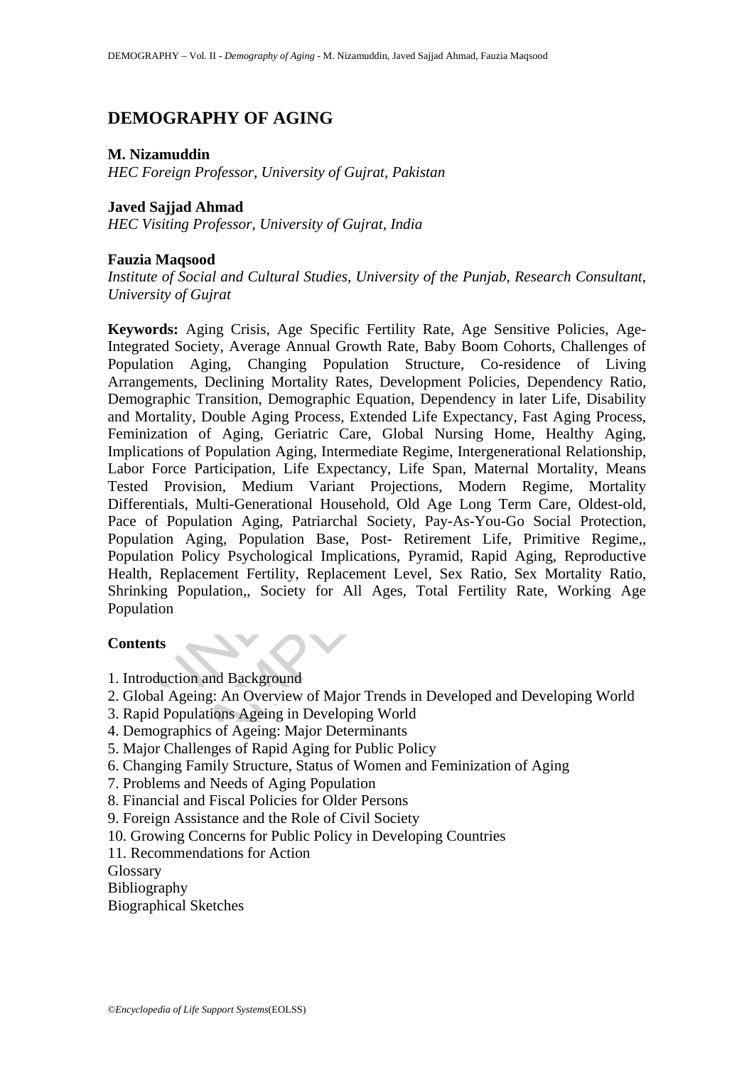# DEMOGRAPHY OF AGING

**M. Nizamuddin**
*HEC Foreign Professor, University of Gujrat, Pakistan*

**Javed Sajjad Ahmad**
*HEC Visiting Professor, University of Gujrat, India*

**Fauzia Maqsood**
*Institute of Social and Cultural Studies, University of the Punjab, Research Consultant, University of Gujrat*

**Keywords:** Aging Crisis, Age Specific Fertility Rate, Age Sensitive Policies, Age-Integrated Society, Average Annual Growth Rate, Baby Boom Cohorts, Challenges of Population Aging, Changing Population Structure, Co-residence of Living Arrangements, Declining Mortality Rates, Development Policies, Dependency Ratio, Demographic Transition, Demographic Equation, Dependency in later Life, Disability and Mortality, Double Aging Process, Extended Life Expectancy, Fast Aging Process, Feminization of Aging, Geriatric Care, Global Nursing Home, Healthy Aging, Implications of Population Aging, Intermediate Regime, Intergenerational Relationship, Labor Force Participation, Life Expectancy, Life Span, Maternal Mortality, Means Tested Provision, Medium Variant Projections, Modern Regime, Mortality Differentials, Multi-Generational Household, Old Age Long Term Care, Oldest-old, Pace of Population Aging, Patriarchal Society, Pay-As-You-Go Social Protection, Population Aging, Population Base, Post- Retirement Life, Primitive Regime,, Population Policy Psychological Implications, Pyramid, Rapid Aging, Reproductive Health, Replacement Fertility, Replacement Level, Sex Ratio, Sex Mortality Ratio, Shrinking Population,, Society for All Ages, Total Fertility Rate, Working Age Population

## Contents

1. Introduction and Background
2. Global Ageing: An Overview of Major Trends in Developed and Developing World
3. Rapid Populations Ageing in Developing World
4. Demographics of Ageing: Major Determinants
5. Major Challenges of Rapid Aging for Public Policy
6. Changing Family Structure, Status of Women and Feminization of Aging
7. Problems and Needs of Aging Population
8. Financial and Fiscal Policies for Older Persons
9. Foreign Assistance and the Role of Civil Society
10. Growing Concerns for Public Policy in Developing Countries
11. Recommendations for Action

Glossary
Bibliography
Biographical Sketches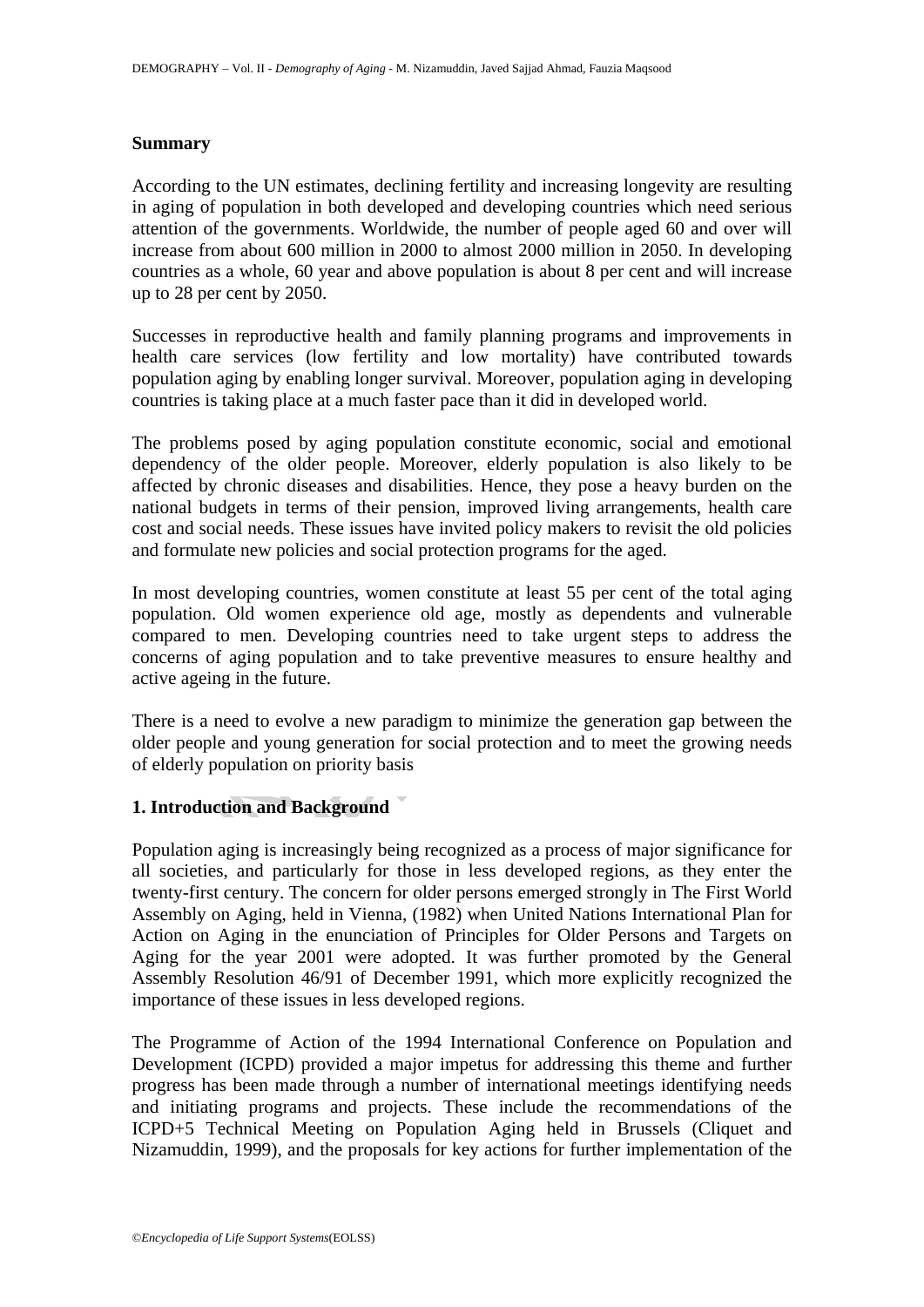**Summary**

According to the UN estimates, declining fertility and increasing longevity are resulting in aging of population in both developed and developing countries which need serious attention of the governments. Worldwide, the number of people aged 60 and over will increase from about 600 million in 2000 to almost 2000 million in 2050. In developing countries as a whole, 60 year and above population is about 8 per cent and will increase up to 28 per cent by 2050.

Successes in reproductive health and family planning programs and improvements in health care services (low fertility and low mortality) have contributed towards population aging by enabling longer survival. Moreover, population aging in developing countries is taking place at a much faster pace than it did in developed world.

The problems posed by aging population constitute economic, social and emotional dependency of the older people. Moreover, elderly population is also likely to be affected by chronic diseases and disabilities. Hence, they pose a heavy burden on the national budgets in terms of their pension, improved living arrangements, health care cost and social needs. These issues have invited policy makers to revisit the old policies and formulate new policies and social protection programs for the aged.

In most developing countries, women constitute at least 55 per cent of the total aging population. Old women experience old age, mostly as dependents and vulnerable compared to men. Developing countries need to take urgent steps to address the concerns of aging population and to take preventive measures to ensure healthy and active ageing in the future.

There is a need to evolve a new paradigm to minimize the generation gap between the older people and young generation for social protection and to meet the growing needs of elderly population on priority basis

## 1. Introduction and Background

Population aging is increasingly being recognized as a process of major significance for all societies, and particularly for those in less developed regions, as they enter the twenty-first century. The concern for older persons emerged strongly in The First World Assembly on Aging, held in Vienna, (1982) when United Nations International Plan for Action on Aging in the enunciation of Principles for Older Persons and Targets on Aging for the year 2001 were adopted. It was further promoted by the General Assembly Resolution 46/91 of December 1991, which more explicitly recognized the importance of these issues in less developed regions.

The Programme of Action of the 1994 International Conference on Population and Development (ICPD) provided a major impetus for addressing this theme and further progress has been made through a number of international meetings identifying needs and initiating programs and projects. These include the recommendations of the ICPD+5 Technical Meeting on Population Aging held in Brussels (Cliquet and Nizamuddin, 1999), and the proposals for key actions for further implementation of the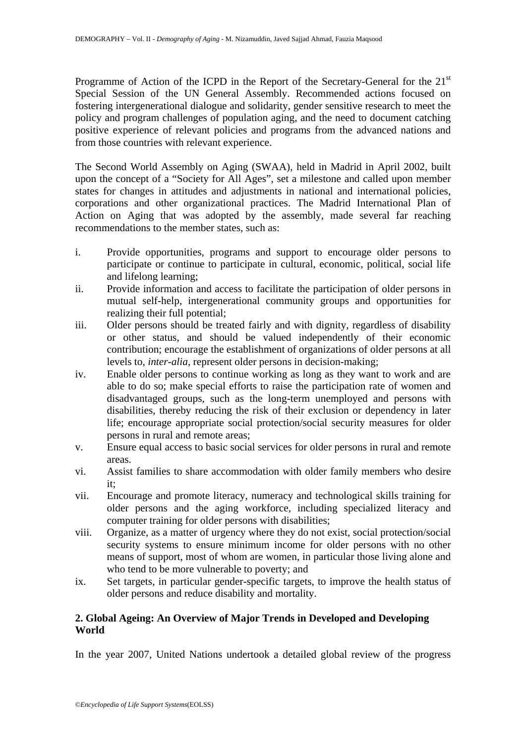Programme of Action of the ICPD in the Report of the Secretary-General for the 21st Special Session of the UN General Assembly. Recommended actions focused on fostering intergenerational dialogue and solidarity, gender sensitive research to meet the policy and program challenges of population aging, and the need to document catching positive experience of relevant policies and programs from the advanced nations and from those countries with relevant experience.

The Second World Assembly on Aging (SWAA), held in Madrid in April 2002, built upon the concept of a "Society for All Ages", set a milestone and called upon member states for changes in attitudes and adjustments in national and international policies, corporations and other organizational practices. The Madrid International Plan of Action on Aging that was adopted by the assembly, made several far reaching recommendations to the member states, such as:

i. Provide opportunities, programs and support to encourage older persons to participate or continue to participate in cultural, economic, political, social life and lifelong learning;
ii. Provide information and access to facilitate the participation of older persons in mutual self-help, intergenerational community groups and opportunities for realizing their full potential;
iii. Older persons should be treated fairly and with dignity, regardless of disability or other status, and should be valued independently of their economic contribution; encourage the establishment of organizations of older persons at all levels to, *inter-alia*, represent older persons in decision-making;
iv. Enable older persons to continue working as long as they want to work and are able to do so; make special efforts to raise the participation rate of women and disadvantaged groups, such as the long-term unemployed and persons with disabilities, thereby reducing the risk of their exclusion or dependency in later life; encourage appropriate social protection/social security measures for older persons in rural and remote areas;
v. Ensure equal access to basic social services for older persons in rural and remote areas.
vi. Assist families to share accommodation with older family members who desire it;
vii. Encourage and promote literacy, numeracy and technological skills training for older persons and the aging workforce, including specialized literacy and computer training for older persons with disabilities;
viii. Organize, as a matter of urgency where they do not exist, social protection/social security systems to ensure minimum income for older persons with no other means of support, most of whom are women, in particular those living alone and who tend to be more vulnerable to poverty; and
ix. Set targets, in particular gender-specific targets, to improve the health status of older persons and reduce disability and mortality.

## 2. Global Ageing: An Overview of Major Trends in Developed and Developing World

In the year 2007, United Nations undertook a detailed global review of the progress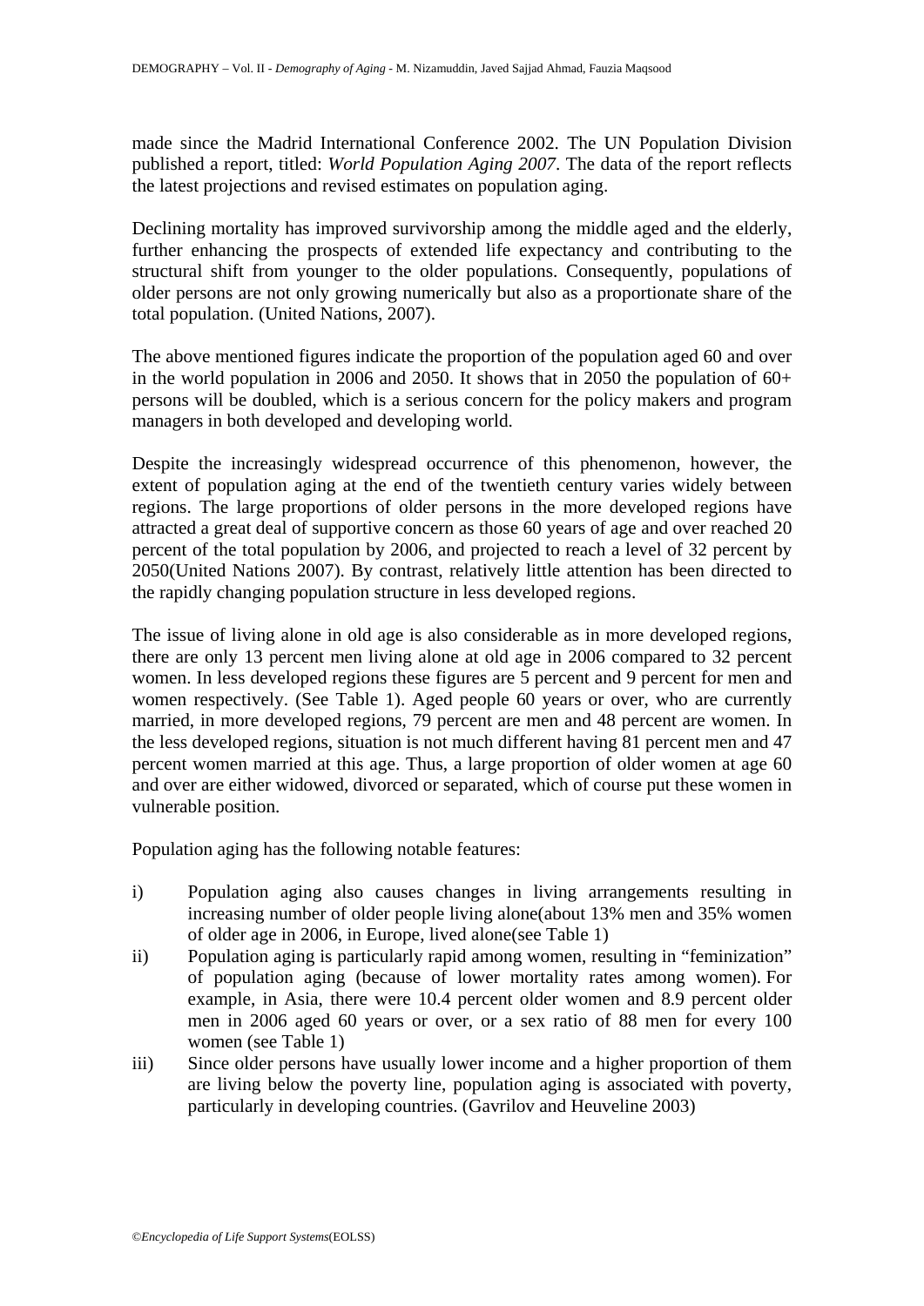made since the Madrid International Conference 2002. The UN Population Division published a report, titled: *World Population Aging 2007*. The data of the report reflects the latest projections and revised estimates on population aging.

Declining mortality has improved survivorship among the middle aged and the elderly, further enhancing the prospects of extended life expectancy and contributing to the structural shift from younger to the older populations. Consequently, populations of older persons are not only growing numerically but also as a proportionate share of the total population. (United Nations, 2007).

The above mentioned figures indicate the proportion of the population aged 60 and over in the world population in 2006 and 2050. It shows that in 2050 the population of 60+ persons will be doubled, which is a serious concern for the policy makers and program managers in both developed and developing world.

Despite the increasingly widespread occurrence of this phenomenon, however, the extent of population aging at the end of the twentieth century varies widely between regions. The large proportions of older persons in the more developed regions have attracted a great deal of supportive concern as those 60 years of age and over reached 20 percent of the total population by 2006, and projected to reach a level of 32 percent by 2050(United Nations 2007). By contrast, relatively little attention has been directed to the rapidly changing population structure in less developed regions.

The issue of living alone in old age is also considerable as in more developed regions, there are only 13 percent men living alone at old age in 2006 compared to 32 percent women. In less developed regions these figures are 5 percent and 9 percent for men and women respectively. (See Table 1). Aged people 60 years or over, who are currently married, in more developed regions, 79 percent are men and 48 percent are women. In the less developed regions, situation is not much different having 81 percent men and 47 percent women married at this age. Thus, a large proportion of older women at age 60 and over are either widowed, divorced or separated, which of course put these women in vulnerable position.

Population aging has the following notable features:

i) Population aging also causes changes in living arrangements resulting in increasing number of older people living alone(about 13% men and 35% women of older age in 2006, in Europe, lived alone(see Table 1)
ii) Population aging is particularly rapid among women, resulting in "feminization" of population aging (because of lower mortality rates among women). For example, in Asia, there were 10.4 percent older women and 8.9 percent older men in 2006 aged 60 years or over, or a sex ratio of 88 men for every 100 women (see Table 1)
iii) Since older persons have usually lower income and a higher proportion of them are living below the poverty line, population aging is associated with poverty, particularly in developing countries. (Gavrilov and Heuveline 2003)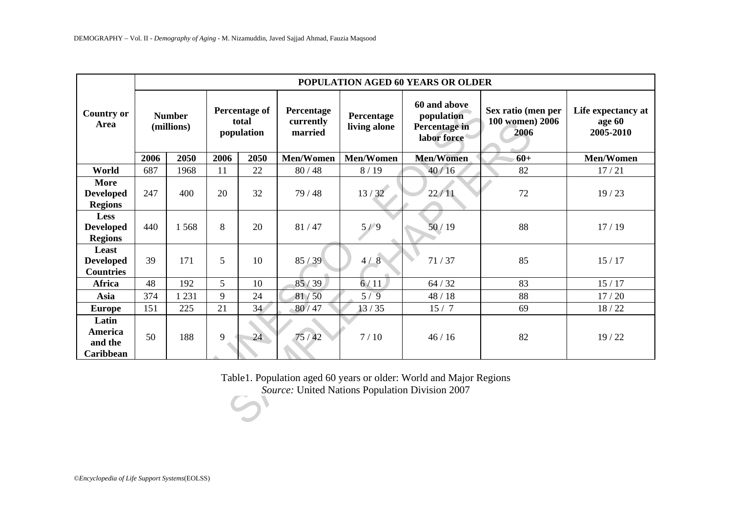| Country or Area | POPULATION AGED 60 YEARS OR OLDER | | | | | | | | |
|---|---|---|---|---|---|---|---|---|---|
| | Number (millions) | | Percentage of total population | | Percentage currently married | Percentage living alone | 60 and above population Percentage in labor force | Sex ratio (men per 100 women) 2006 | Life expectancy at age 60 2005-2010 |
| | 2006 | 2050 | 2006 | 2050 | Men/Women | Men/Women | Men/Women | 60+ | Men/Women |
| **World** | 687 | 1968 | 11 | 22 | 80 / 48 | 8 / 19 | 40 / 16 | 82 | 17 / 21 |
| **More Developed Regions** | 247 | 400 | 20 | 32 | 79 / 48 | 13 / 32 | 22 / 11 | 72 | 19 / 23 |
| **Less Developed Regions** | 440 | 1 568 | 8 | 20 | 81 / 47 | 5 / 9 | 50 / 19 | 88 | 17 / 19 |
| **Least Developed Countries** | 39 | 171 | 5 | 10 | 85 / 39 | 4 / 8 | 71 / 37 | 85 | 15 / 17 |
| **Africa** | 48 | 192 | 5 | 10 | 85 / 39 | 6 / 11 | 64 / 32 | 83 | 15 / 17 |
| **Asia** | 374 | 1 231 | 9 | 24 | 81 / 50 | 5 / 9 | 48 / 18 | 88 | 17 / 20 |
| **Europe** | 151 | 225 | 21 | 34 | 80 / 47 | 13 / 35 | 15 / 7 | 69 | 18 / 22 |
| **Latin America and the Caribbean** | 50 | 188 | 9 | 24 | 75 / 42 | 7 / 10 | 46 / 16 | 82 | 19 / 22 |

Table1. Population aged 60 years or older: World and Major Regions
*Source:* United Nations Population Division 2007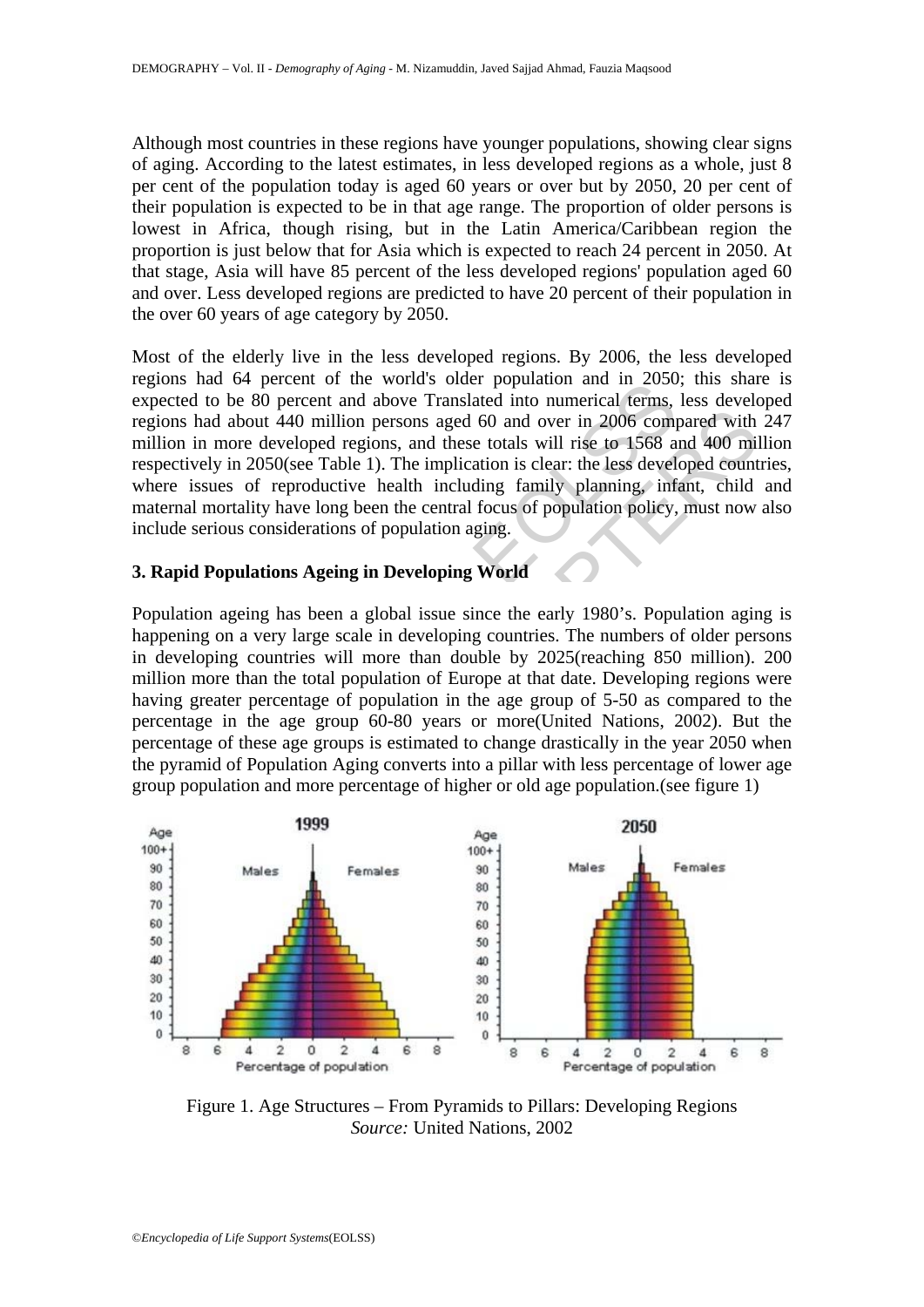Although most countries in these regions have younger populations, showing clear signs of aging. According to the latest estimates, in less developed regions as a whole, just 8 per cent of the population today is aged 60 years or over but by 2050, 20 per cent of their population is expected to be in that age range. The proportion of older persons is lowest in Africa, though rising, but in the Latin America/Caribbean region the proportion is just below that for Asia which is expected to reach 24 percent in 2050. At that stage, Asia will have 85 percent of the less developed regions' population aged 60 and over. Less developed regions are predicted to have 20 percent of their population in the over 60 years of age category by 2050.

Most of the elderly live in the less developed regions. By 2006, the less developed regions had 64 percent of the world's older population and in 2050; this share is expected to be 80 percent and above Translated into numerical terms, less developed regions had about 440 million persons aged 60 and over in 2006 compared with 247 million in more developed regions, and these totals will rise to 1568 and 400 million respectively in 2050(see Table 1). The implication is clear: the less developed countries, where issues of reproductive health including family planning, infant, child and maternal mortality have long been the central focus of population policy, must now also include serious considerations of population aging.

### 3. Rapid Populations Ageing in Developing World

Population ageing has been a global issue since the early 1980's. Population aging is happening on a very large scale in developing countries. The numbers of older persons in developing countries will more than double by 2025(reaching 850 million). 200 million more than the total population of Europe at that date. Developing regions were having greater percentage of population in the age group of 5-50 as compared to the percentage in the age group 60-80 years or more(United Nations, 2002). But the percentage of these age groups is estimated to change drastically in the year 2050 when the pyramid of Population Aging converts into a pillar with less percentage of lower age group population and more percentage of higher or old age population.(see figure 1)

Figure 1. Age Structures – From Pyramids to Pillars: Developing Regions
*Source:* United Nations, 2002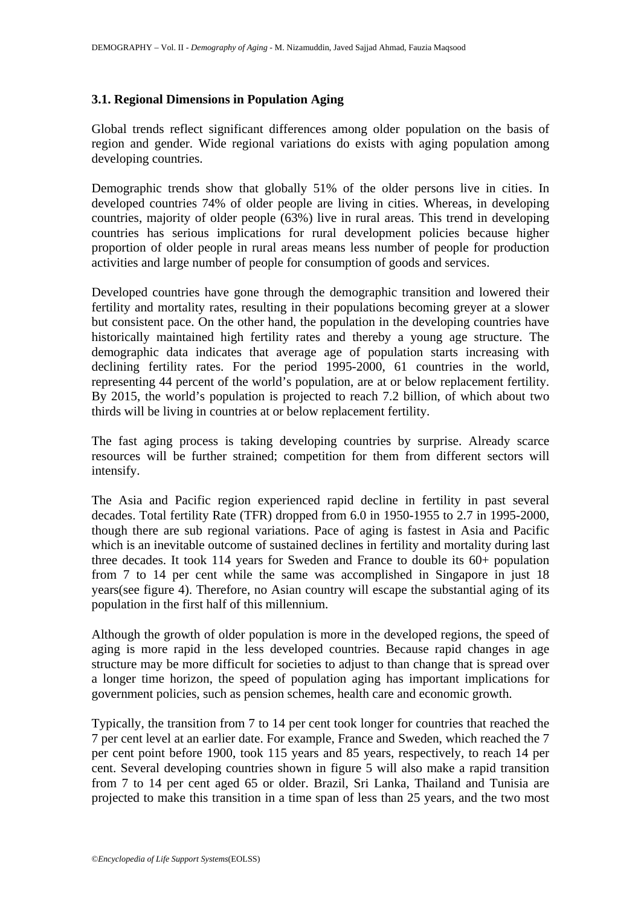### 3.1. Regional Dimensions in Population Aging

Global trends reflect significant differences among older population on the basis of region and gender. Wide regional variations do exists with aging population among developing countries.

Demographic trends show that globally 51% of the older persons live in cities. In developed countries 74% of older people are living in cities. Whereas, in developing countries, majority of older people (63%) live in rural areas. This trend in developing countries has serious implications for rural development policies because higher proportion of older people in rural areas means less number of people for production activities and large number of people for consumption of goods and services.

Developed countries have gone through the demographic transition and lowered their fertility and mortality rates, resulting in their populations becoming greyer at a slower but consistent pace. On the other hand, the population in the developing countries have historically maintained high fertility rates and thereby a young age structure. The demographic data indicates that average age of population starts increasing with declining fertility rates. For the period 1995-2000, 61 countries in the world, representing 44 percent of the world's population, are at or below replacement fertility. By 2015, the world's population is projected to reach 7.2 billion, of which about two thirds will be living in countries at or below replacement fertility.

The fast aging process is taking developing countries by surprise. Already scarce resources will be further strained; competition for them from different sectors will intensify.

The Asia and Pacific region experienced rapid decline in fertility in past several decades. Total fertility Rate (TFR) dropped from 6.0 in 1950-1955 to 2.7 in 1995-2000, though there are sub regional variations. Pace of aging is fastest in Asia and Pacific which is an inevitable outcome of sustained declines in fertility and mortality during last three decades. It took 114 years for Sweden and France to double its 60+ population from 7 to 14 per cent while the same was accomplished in Singapore in just 18 years(see figure 4). Therefore, no Asian country will escape the substantial aging of its population in the first half of this millennium.

Although the growth of older population is more in the developed regions, the speed of aging is more rapid in the less developed countries. Because rapid changes in age structure may be more difficult for societies to adjust to than change that is spread over a longer time horizon, the speed of population aging has important implications for government policies, such as pension schemes, health care and economic growth.

Typically, the transition from 7 to 14 per cent took longer for countries that reached the 7 per cent level at an earlier date. For example, France and Sweden, which reached the 7 per cent point before 1900, took 115 years and 85 years, respectively, to reach 14 per cent. Several developing countries shown in figure 5 will also make a rapid transition from 7 to 14 per cent aged 65 or older. Brazil, Sri Lanka, Thailand and Tunisia are projected to make this transition in a time span of less than 25 years, and the two most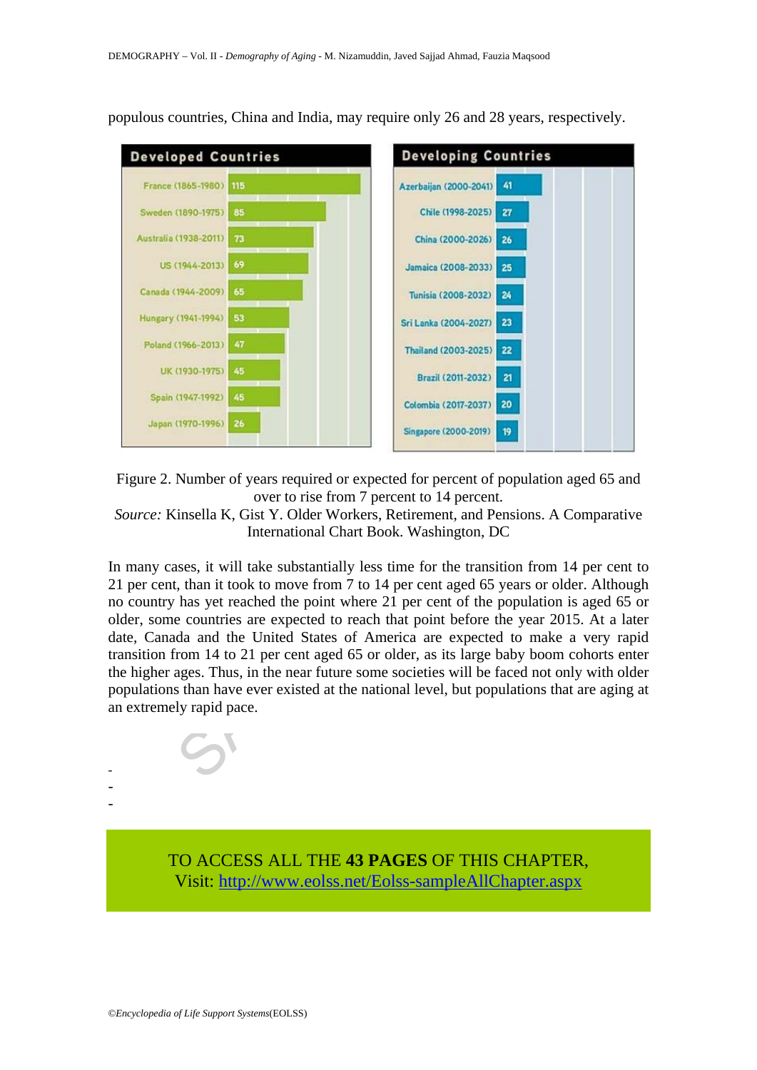populous countries, China and India, may require only 26 and 28 years, respectively.

| Developed Countries | Years |
| --- | --- |
| France (1865-1980) | 115 |
| Sweden (1890-1975) | 85 |
| Australia (1938-2011) | 73 |
| US (1944-2013) | 69 |
| Canada (1944-2009) | 65 |
| Hungary (1941-1994) | 53 |
| Poland (1966-2013) | 47 |
| UK (1930-1975) | 45 |
| Spain (1947-1992) | 45 |
| Japan (1970-1996) | 26 |

| Developing Countries | Years |
| --- | --- |
| Azerbaijan (2000-2041) | 41 |
| Chile (1998-2025) | 27 |
| China (2000-2026) | 26 |
| Jamaica (2008-2033) | 25 |
| Tunisia (2008-2032) | 24 |
| Sri Lanka (2004-2027) | 23 |
| Thailand (2003-2025) | 22 |
| Brazil (2011-2032) | 21 |
| Colombia (2017-2037) | 20 |
| Singapore (2000-2019) | 19 |

Figure 2. Number of years required or expected for percent of population aged 65 and over to rise from 7 percent to 14 percent.

*Source:* Kinsella K, Gist Y. Older Workers, Retirement, and Pensions. A Comparative International Chart Book. Washington, DC

In many cases, it will take substantially less time for the transition from 14 per cent to 21 per cent, than it took to move from 7 to 14 per cent aged 65 years or older. Although no country has yet reached the point where 21 per cent of the population is aged 65 or older, some countries are expected to reach that point before the year 2015. At a later date, Canada and the United States of America are expected to make a very rapid transition from 14 to 21 per cent aged 65 or older, as its large baby boom cohorts enter the higher ages. Thus, in the near future some societies will be faced not only with older populations than have ever existed at the national level, but populations that are aging at an extremely rapid pace.

-
-
-

TO ACCESS ALL THE **43 PAGES** OF THIS CHAPTER,
Visit: [http://www.eolss.net/Eolss-sampleAllChapter.aspx](http://www.eolss.net/Eolss-sampleAllChapter.aspx)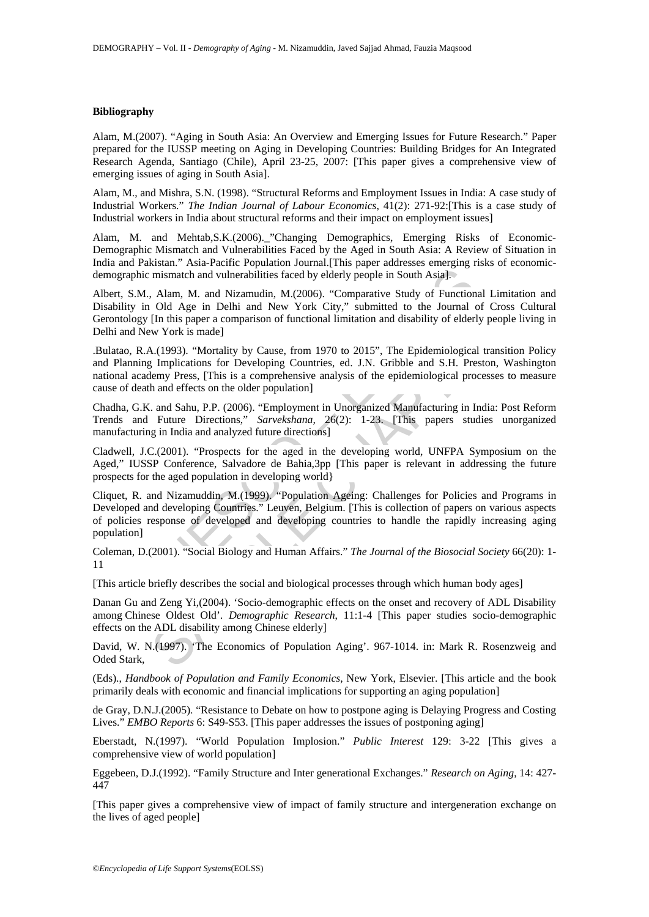### Bibliography

Alam, M.(2007). "Aging in South Asia: An Overview and Emerging Issues for Future Research." Paper prepared for the IUSSP meeting on Aging in Developing Countries: Building Bridges for An Integrated Research Agenda, Santiago (Chile), April 23-25, 2007: [This paper gives a comprehensive view of emerging issues of aging in South Asia].

Alam, M., and Mishra, S.N. (1998). "Structural Reforms and Employment Issues in India: A case study of Industrial Workers." *The Indian Journal of Labour Economics*, 41(2): 271-92:[This is a case study of Industrial workers in India about structural reforms and their impact on employment issues]

Alam, M. and Mehtab,S.K.(2006)._"Changing Demographics, Emerging Risks of Economic-Demographic Mismatch and Vulnerabilities Faced by the Aged in South Asia: A Review of Situation in India and Pakistan." Asia-Pacific Population Journal.[This paper addresses emerging risks of economic-demographic mismatch and vulnerabilities faced by elderly people in South Asia].

Albert, S.M., Alam, M. and Nizamudin, M.(2006). "Comparative Study of Functional Limitation and Disability in Old Age in Delhi and New York City," submitted to the Journal of Cross Cultural Gerontology [In this paper a comparison of functional limitation and disability of elderly people living in Delhi and New York is made]

.Bulatao, R.A.(1993). "Mortality by Cause, from 1970 to 2015", The Epidemiological transition Policy and Planning Implications for Developing Countries, ed. J.N. Gribble and S.H. Preston, Washington national academy Press, [This is a comprehensive analysis of the epidemiological processes to measure cause of death and effects on the older population]

Chadha, G.K. and Sahu, P.P. (2006). "Employment in Unorganized Manufacturing in India: Post Reform Trends and Future Directions," *Sarvekshana*, 26(2): 1-23. [This papers studies unorganized manufacturing in India and analyzed future directions]

Cladwell, J.C.(2001). "Prospects for the aged in the developing world, UNFPA Symposium on the Aged," IUSSP Conference, Salvadore de Bahia,3pp [This paper is relevant in addressing the future prospects for the aged population in developing world}

Cliquet, R. and Nizamuddin, M.(1999). "Population Ageing: Challenges for Policies and Programs in Developed and developing Countries." Leuven, Belgium. [This is collection of papers on various aspects of policies response of developed and developing countries to handle the rapidly increasing aging population]

Coleman, D.(2001). "Social Biology and Human Affairs." *The Journal of the Biosocial Society* 66(20): 1-11

[This article briefly describes the social and biological processes through which human body ages]

Danan Gu and Zeng Yi,(2004). 'Socio-demographic effects on the onset and recovery of ADL Disability among Chinese Oldest Old'. *Demographic Research*, 11:1-4 [This paper studies socio-demographic effects on the ADL disability among Chinese elderly]

David, W. N.(1997). 'The Economics of Population Aging'. 967-1014. in: Mark R. Rosenzweig and Oded Stark,

(Eds)., *Handbook of Population and Family Economics*, New York, Elsevier. [This article and the book primarily deals with economic and financial implications for supporting an aging population]

de Gray, D.N.J.(2005). "Resistance to Debate on how to postpone aging is Delaying Progress and Costing Lives." *EMBO Reports* 6: S49-S53. [This paper addresses the issues of postponing aging]

Eberstadt, N.(1997). "World Population Implosion." *Public Interest* 129: 3-22 [This gives a comprehensive view of world population]

Eggebeen, D.J.(1992). "Family Structure and Inter generational Exchanges." *Research on Aging*, 14: 427-447

[This paper gives a comprehensive view of impact of family structure and intergeneration exchange on the lives of aged people]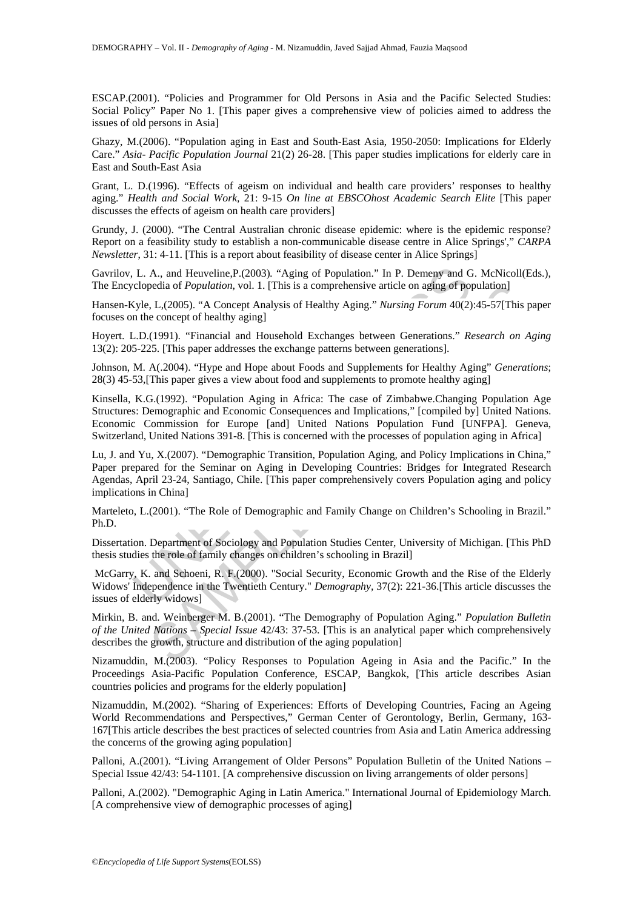ESCAP.(2001). "Policies and Programmer for Old Persons in Asia and the Pacific Selected Studies: Social Policy" Paper No 1. [This paper gives a comprehensive view of policies aimed to address the issues of old persons in Asia]

Ghazy, M.(2006). "Population aging in East and South-East Asia, 1950-2050: Implications for Elderly Care." *Asia- Pacific Population Journal* 21(2) 26-28. [This paper studies implications for elderly care in East and South-East Asia

Grant, L. D.(1996). "Effects of ageism on individual and health care providers' responses to healthy aging." *Health and Social Work*, 21: 9-15 *On line at EBSCOhost Academic Search Elite* [This paper discusses the effects of ageism on health care providers]

Grundy, J. (2000). "The Central Australian chronic disease epidemic: where is the epidemic response? Report on a feasibility study to establish a non-communicable disease centre in Alice Springs'," *CARPA Newsletter*, 31: 4-11. [This is a report about feasibility of disease center in Alice Springs]

Gavrilov, L. A., and Heuveline,P.(2003). "Aging of Population." In P. Demeny and G. McNicoll(Eds.), The Encyclopedia of *Population*, vol. 1. [This is a comprehensive article on aging of population]

Hansen-Kyle, L,(2005). "A Concept Analysis of Healthy Aging." *Nursing Forum* 40(2):45-57[This paper focuses on the concept of healthy aging]

Hoyert. L.D.(1991). "Financial and Household Exchanges between Generations." *Research on Aging* 13(2): 205-225. [This paper addresses the exchange patterns between generations].

Johnson, M. A(.2004). "Hype and Hope about Foods and Supplements for Healthy Aging" *Generations*; 28(3) 45-53,[This paper gives a view about food and supplements to promote healthy aging]

Kinsella, K.G.(1992). "Population Aging in Africa: The case of Zimbabwe.Changing Population Age Structures: Demographic and Economic Consequences and Implications," [compiled by] United Nations. Economic Commission for Europe [and] United Nations Population Fund [UNFPA]. Geneva, Switzerland, United Nations 391-8. [This is concerned with the processes of population aging in Africa]

Lu, J. and Yu, X.(2007). "Demographic Transition, Population Aging, and Policy Implications in China," Paper prepared for the Seminar on Aging in Developing Countries: Bridges for Integrated Research Agendas, April 23-24, Santiago, Chile. [This paper comprehensively covers Population aging and policy implications in China]

Marteleto, L.(2001). "The Role of Demographic and Family Change on Children's Schooling in Brazil." Ph.D.

Dissertation. Department of Sociology and Population Studies Center, University of Michigan. [This PhD thesis studies the role of family changes on children's schooling in Brazil]

McGarry, K. and Schoeni, R. F.(2000). "Social Security, Economic Growth and the Rise of the Elderly Widows' Independence in the Twentieth Century." *Demography*, 37(2): 221-36.[This article discusses the issues of elderly widows]

Mirkin, B. and. Weinberger M. B.(2001). "The Demography of Population Aging." *Population Bulletin of the United Nations – Special Issue* 42/43: 37-53. [This is an analytical paper which comprehensively describes the growth, structure and distribution of the aging population]

Nizamuddin, M.(2003). "Policy Responses to Population Ageing in Asia and the Pacific." In the Proceedings Asia-Pacific Population Conference, ESCAP, Bangkok, [This article describes Asian countries policies and programs for the elderly population]

Nizamuddin, M.(2002). "Sharing of Experiences: Efforts of Developing Countries, Facing an Ageing World Recommendations and Perspectives," German Center of Gerontology, Berlin, Germany, 163-167[This article describes the best practices of selected countries from Asia and Latin America addressing the concerns of the growing aging population]

Palloni, A.(2001). "Living Arrangement of Older Persons" Population Bulletin of the United Nations – Special Issue 42/43: 54-1101. [A comprehensive discussion on living arrangements of older persons]

Palloni, A.(2002). "Demographic Aging in Latin America." International Journal of Epidemiology March. [A comprehensive view of demographic processes of aging]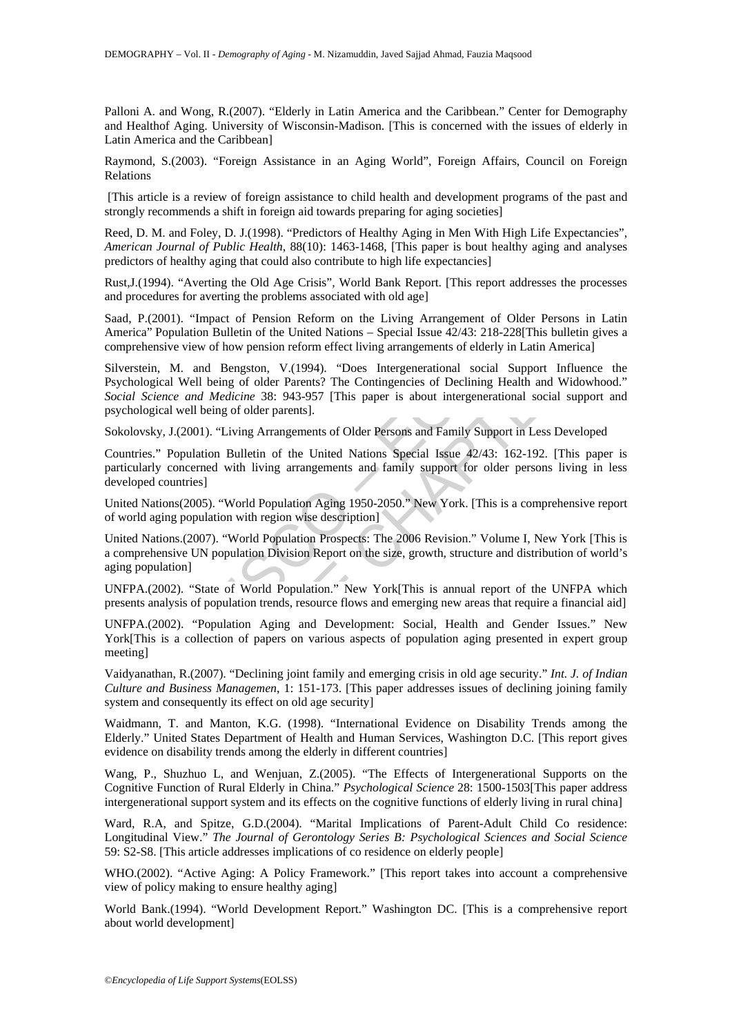Palloni A. and Wong, R.(2007). "Elderly in Latin America and the Caribbean." Center for Demography and Healthof Aging. University of Wisconsin-Madison. [This is concerned with the issues of elderly in Latin America and the Caribbean]

Raymond, S.(2003). "Foreign Assistance in an Aging World", Foreign Affairs, Council on Foreign Relations

[This article is a review of foreign assistance to child health and development programs of the past and strongly recommends a shift in foreign aid towards preparing for aging societies]

Reed, D. M. and Foley, D. J.(1998). "Predictors of Healthy Aging in Men With High Life Expectancies", *American Journal of Public Health*, 88(10): 1463-1468, [This paper is bout healthy aging and analyses predictors of healthy aging that could also contribute to high life expectancies]

Rust,J.(1994). "Averting the Old Age Crisis", World Bank Report. [This report addresses the processes and procedures for averting the problems associated with old age]

Saad, P.(2001). "Impact of Pension Reform on the Living Arrangement of Older Persons in Latin America" Population Bulletin of the United Nations – Special Issue 42/43: 218-228[This bulletin gives a comprehensive view of how pension reform effect living arrangements of elderly in Latin America]

Silverstein, M. and Bengston, V.(1994). "Does Intergenerational social Support Influence the Psychological Well being of older Parents? The Contingencies of Declining Health and Widowhood." *Social Science and Medicine* 38: 943-957 [This paper is about intergenerational social support and psychological well being of older parents].

Sokolovsky, J.(2001). "Living Arrangements of Older Persons and Family Support in Less Developed

Countries." Population Bulletin of the United Nations Special Issue 42/43: 162-192. [This paper is particularly concerned with living arrangements and family support for older persons living in less developed countries]

United Nations(2005). "World Population Aging 1950-2050." New York. [This is a comprehensive report of world aging population with region wise description]

United Nations.(2007). "World Population Prospects: The 2006 Revision." Volume I, New York [This is a comprehensive UN population Division Report on the size, growth, structure and distribution of world's aging population]

UNFPA.(2002). "State of World Population." New York[This is annual report of the UNFPA which presents analysis of population trends, resource flows and emerging new areas that require a financial aid]

UNFPA.(2002). "Population Aging and Development: Social, Health and Gender Issues." New York[This is a collection of papers on various aspects of population aging presented in expert group meeting]

Vaidyanathan, R.(2007). "Declining joint family and emerging crisis in old age security." *Int. J. of Indian Culture and Business Managemen*, 1: 151-173. [This paper addresses issues of declining joining family system and consequently its effect on old age security]

Waidmann, T. and Manton, K.G. (1998). "International Evidence on Disability Trends among the Elderly." United States Department of Health and Human Services, Washington D.C. [This report gives evidence on disability trends among the elderly in different countries]

Wang, P., Shuzhuo L, and Wenjuan, Z.(2005). "The Effects of Intergenerational Supports on the Cognitive Function of Rural Elderly in China." *Psychological Science* 28: 1500-1503[This paper address intergenerational support system and its effects on the cognitive functions of elderly living in rural china]

Ward, R.A, and Spitze, G.D.(2004). "Marital Implications of Parent-Adult Child Co residence: Longitudinal View." *The Journal of Gerontology Series B: Psychological Sciences and Social Science* 59: S2-S8. [This article addresses implications of co residence on elderly people]

WHO.(2002). "Active Aging: A Policy Framework." [This report takes into account a comprehensive view of policy making to ensure healthy aging]

World Bank.(1994). "World Development Report." Washington DC. [This is a comprehensive report about world development]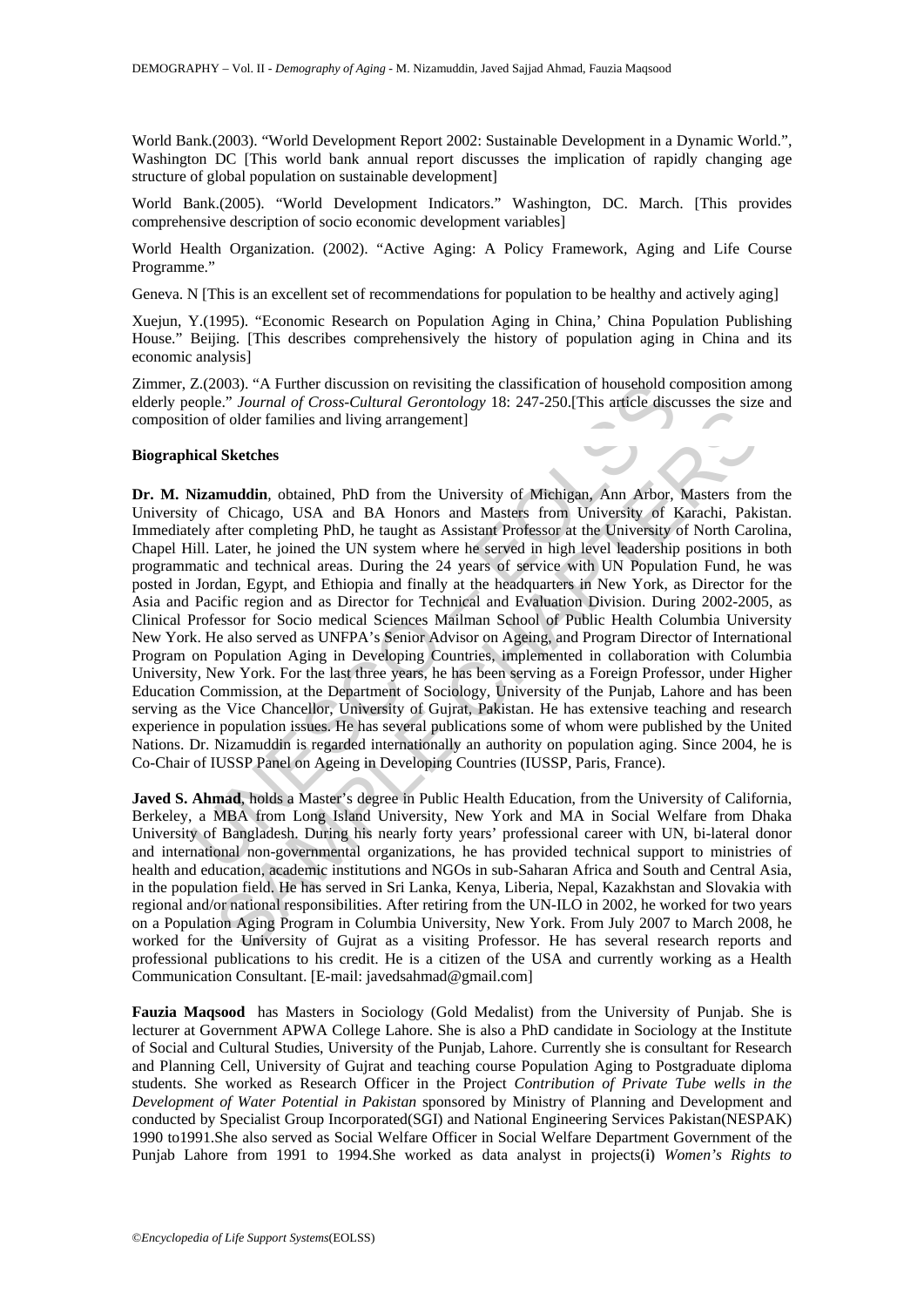World Bank.(2003). "World Development Report 2002: Sustainable Development in a Dynamic World.", Washington DC [This world bank annual report discusses the implication of rapidly changing age structure of global population on sustainable development]

World Bank.(2005). "World Development Indicators." Washington, DC. March. [This provides comprehensive description of socio economic development variables]

World Health Organization. (2002). "Active Aging: A Policy Framework, Aging and Life Course Programme."

Geneva. N [This is an excellent set of recommendations for population to be healthy and actively aging]

Xuejun, Y.(1995). "Economic Research on Population Aging in China,' China Population Publishing House." Beijing. [This describes comprehensively the history of population aging in China and its economic analysis]

Zimmer, Z.(2003). "A Further discussion on revisiting the classification of household composition among elderly people." *Journal of Cross-Cultural Gerontology* 18: 247-250.[This article discusses the size and composition of older families and living arrangement]

**Biographical Sketches**

**Dr. M. Nizamuddin**, obtained, PhD from the University of Michigan, Ann Arbor, Masters from the University of Chicago, USA and BA Honors and Masters from University of Karachi, Pakistan. Immediately after completing PhD, he taught as Assistant Professor at the University of North Carolina, Chapel Hill. Later, he joined the UN system where he served in high level leadership positions in both programmatic and technical areas. During the 24 years of service with UN Population Fund, he was posted in Jordan, Egypt, and Ethiopia and finally at the headquarters in New York, as Director for the Asia and Pacific region and as Director for Technical and Evaluation Division. During 2002-2005, as Clinical Professor for Socio medical Sciences Mailman School of Public Health Columbia University New York. He also served as UNFPA's Senior Advisor on Ageing, and Program Director of International Program on Population Aging in Developing Countries, implemented in collaboration with Columbia University, New York. For the last three years, he has been serving as a Foreign Professor, under Higher Education Commission, at the Department of Sociology, University of the Punjab, Lahore and has been serving as the Vice Chancellor, University of Gujrat, Pakistan. He has extensive teaching and research experience in population issues. He has several publications some of whom were published by the United Nations. Dr. Nizamuddin is regarded internationally an authority on population aging. Since 2004, he is Co-Chair of IUSSP Panel on Ageing in Developing Countries (IUSSP, Paris, France).

**Javed S. Ahmad**, holds a Master's degree in Public Health Education, from the University of California, Berkeley, a MBA from Long Island University, New York and MA in Social Welfare from Dhaka University of Bangladesh. During his nearly forty years' professional career with UN, bi-lateral donor and international non-governmental organizations, he has provided technical support to ministries of health and education, academic institutions and NGOs in sub-Saharan Africa and South and Central Asia, in the population field. He has served in Sri Lanka, Kenya, Liberia, Nepal, Kazakhstan and Slovakia with regional and/or national responsibilities. After retiring from the UN-ILO in 2002, he worked for two years on a Population Aging Program in Columbia University, New York. From July 2007 to March 2008, he worked for the University of Gujrat as a visiting Professor. He has several research reports and professional publications to his credit. He is a citizen of the USA and currently working as a Health Communication Consultant. [E-mail: javedsahmad@gmail.com]

**Fauzia Maqsood** has Masters in Sociology (Gold Medalist) from the University of Punjab. She is lecturer at Government APWA College Lahore. She is also a PhD candidate in Sociology at the Institute of Social and Cultural Studies, University of the Punjab, Lahore. Currently she is consultant for Research and Planning Cell, University of Gujrat and teaching course Population Aging to Postgraduate diploma students. She worked as Research Officer in the Project *Contribution of Private Tube wells in the Development of Water Potential in Pakistan* sponsored by Ministry of Planning and Development and conducted by Specialist Group Incorporated(SGI) and National Engineering Services Pakistan(NESPAK) 1990 to1991.She also served as Social Welfare Officer in Social Welfare Department Government of the Punjab Lahore from 1991 to 1994.She worked as data analyst in projects(**i**) *Women's Rights to*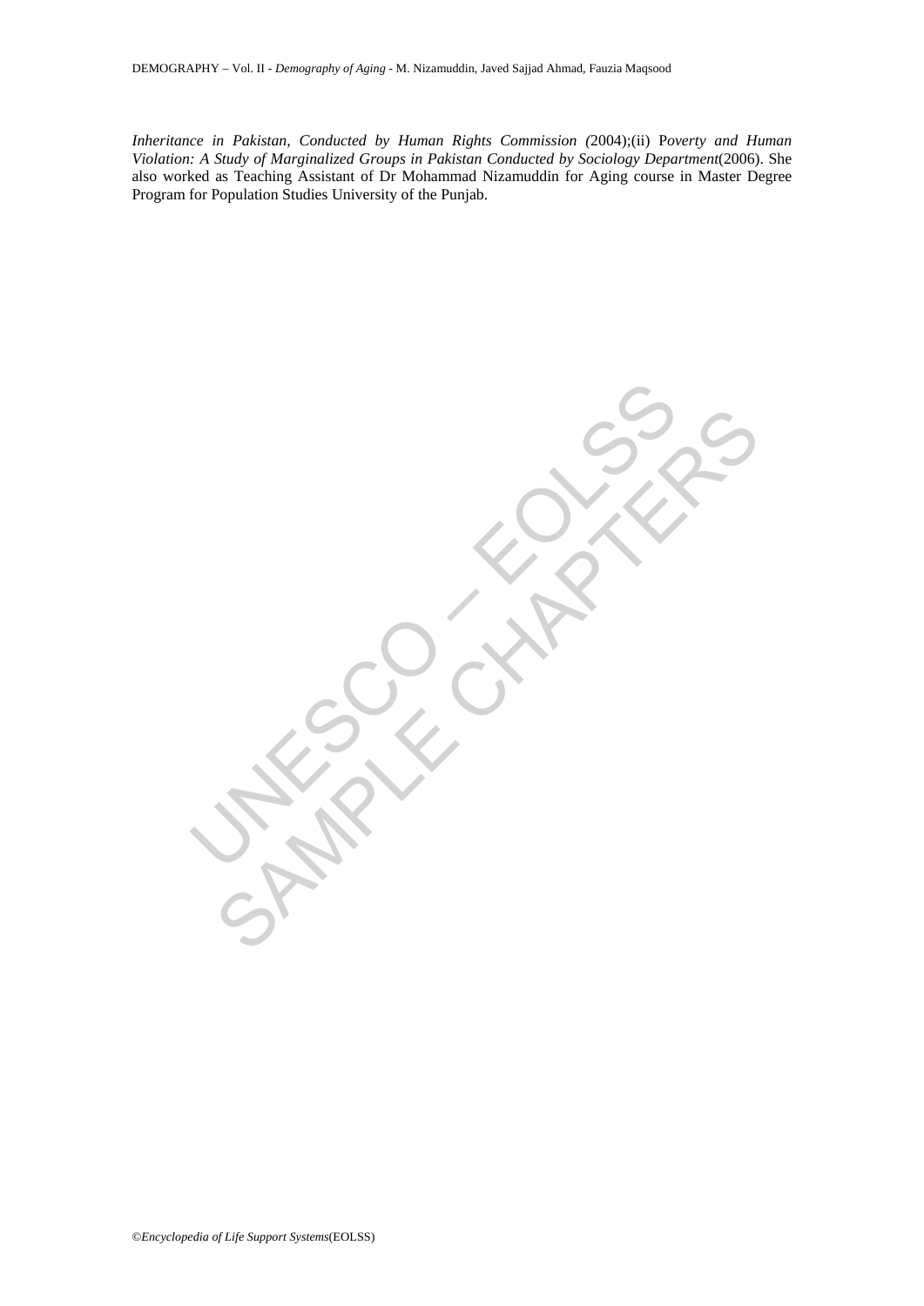*Inheritance in Pakistan, Conducted by Human Rights Commission (*2004);(ii) P*overty and Human Violation: A Study of Marginalized Groups in Pakistan Conducted by Sociology Department*(2006). She also worked as Teaching Assistant of Dr Mohammad Nizamuddin for Aging course in Master Degree Program for Population Studies University of the Punjab.